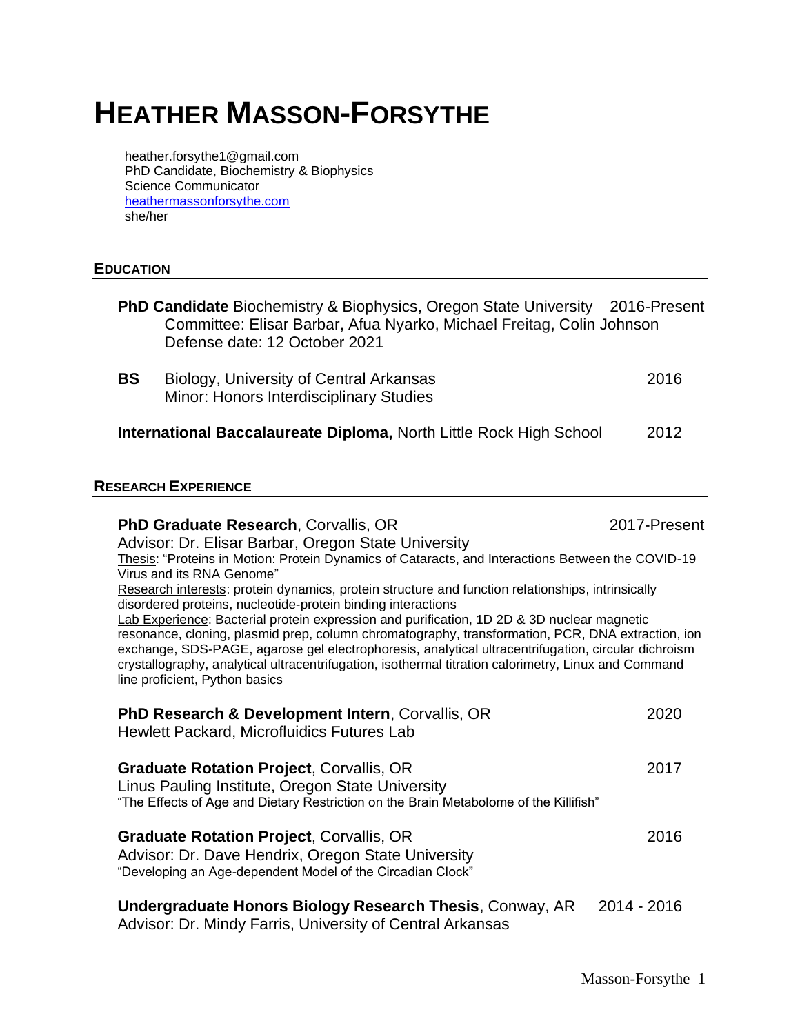# HEATHER MASSON-FORSYTHE

heather.forsythe1@gmail.com
PhD Candidate, Biochemistry & Biophysics
Science Communicator
[heathermassonforsythe.com](heathermassonforsythe.com)
she/her

## EDUCATION

**PhD Candidate** Biochemistry & Biophysics, Oregon State University — 2016-Present
Committee: Elisar Barbar, Afua Nyarko, Michael Freitag, Colin Johnson
Defense date: 12 October 2021

**BS** Biology, University of Central Arkansas — 2016
Minor: Honors Interdisciplinary Studies

**International Baccalaureate Diploma,** North Little Rock High School — 2012

## RESEARCH EXPERIENCE

**PhD Graduate Research**, Corvallis, OR — 2017-Present
Advisor: Dr. Elisar Barbar, Oregon State University
Thesis: "Proteins in Motion: Protein Dynamics of Cataracts, and Interactions Between the COVID-19 Virus and its RNA Genome"
Research interests: protein dynamics, protein structure and function relationships, intrinsically disordered proteins, nucleotide-protein binding interactions
Lab Experience: Bacterial protein expression and purification, 1D 2D & 3D nuclear magnetic resonance, cloning, plasmid prep, column chromatography, transformation, PCR, DNA extraction, ion exchange, SDS-PAGE, agarose gel electrophoresis, analytical ultracentrifugation, circular dichroism crystallography, analytical ultracentrifugation, isothermal titration calorimetry, Linux and Command line proficient, Python basics

**PhD Research & Development Intern**, Corvallis, OR — 2020
Hewlett Packard, Microfluidics Futures Lab

**Graduate Rotation Project**, Corvallis, OR — 2017
Linus Pauling Institute, Oregon State University
"The Effects of Age and Dietary Restriction on the Brain Metabolome of the Killifish"

**Graduate Rotation Project**, Corvallis, OR — 2016
Advisor: Dr. Dave Hendrix, Oregon State University
"Developing an Age-dependent Model of the Circadian Clock"

**Undergraduate Honors Biology Research Thesis**, Conway, AR — 2014 - 2016
Advisor: Dr. Mindy Farris, University of Central Arkansas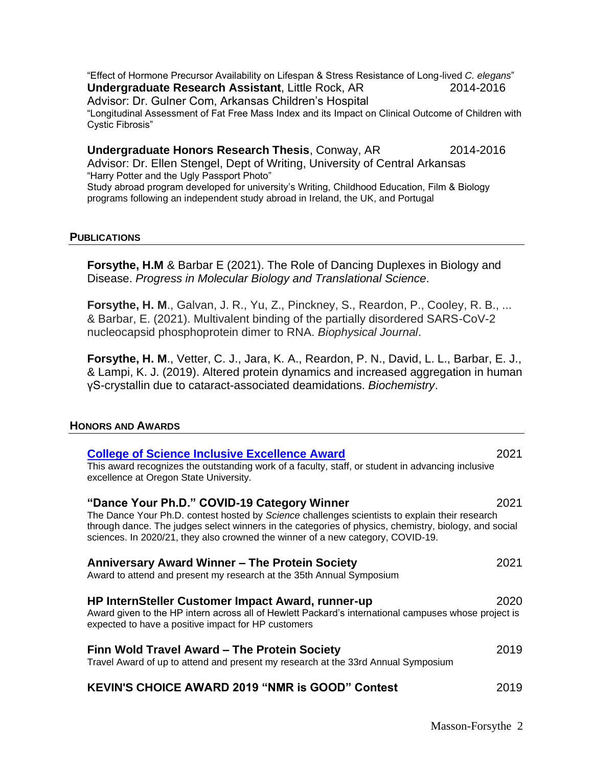"Effect of Hormone Precursor Availability on Lifespan & Stress Resistance of Long-lived *C. elegans*"

**Undergraduate Research Assistant**, Little Rock, AR 2014-2016
Advisor: Dr. Gulner Com, Arkansas Children's Hospital
"Longitudinal Assessment of Fat Free Mass Index and its Impact on Clinical Outcome of Children with Cystic Fibrosis"

**Undergraduate Honors Research Thesis**, Conway, AR 2014-2016
Advisor: Dr. Ellen Stengel, Dept of Writing, University of Central Arkansas
"Harry Potter and the Ugly Passport Photo"
Study abroad program developed for university's Writing, Childhood Education, Film & Biology programs following an independent study abroad in Ireland, the UK, and Portugal

## PUBLICATIONS

**Forsythe, H.M** & Barbar E (2021). The Role of Dancing Duplexes in Biology and Disease. *Progress in Molecular Biology and Translational Science*.

**Forsythe, H. M**., Galvan, J. R., Yu, Z., Pinckney, S., Reardon, P., Cooley, R. B., ... & Barbar, E. (2021). Multivalent binding of the partially disordered SARS-CoV-2 nucleocapsid phosphoprotein dimer to RNA. *Biophysical Journal*.

**Forsythe, H. M**., Vetter, C. J., Jara, K. A., Reardon, P. N., David, L. L., Barbar, E. J., & Lampi, K. J. (2019). Altered protein dynamics and increased aggregation in human γS-crystallin due to cataract-associated deamidations. *Biochemistry*.

## HONORS AND AWARDS

**College of Science Inclusive Excellence Award** 2021
This award recognizes the outstanding work of a faculty, staff, or student in advancing inclusive excellence at Oregon State University.

**"Dance Your Ph.D." COVID-19 Category Winner** 2021
The Dance Your Ph.D. contest hosted by *Science* challenges scientists to explain their research through dance. The judges select winners in the categories of physics, chemistry, biology, and social sciences. In 2020/21, they also crowned the winner of a new category, COVID-19.

**Anniversary Award Winner – The Protein Society** 2021
Award to attend and present my research at the 35th Annual Symposium

**HP InternSteller Customer Impact Award, runner-up** 2020
Award given to the HP intern across all of Hewlett Packard's international campuses whose project is expected to have a positive impact for HP customers

**Finn Wold Travel Award – The Protein Society** 2019
Travel Award of up to attend and present my research at the 33rd Annual Symposium

**KEVIN'S CHOICE AWARD 2019 "NMR is GOOD" Contest** 2019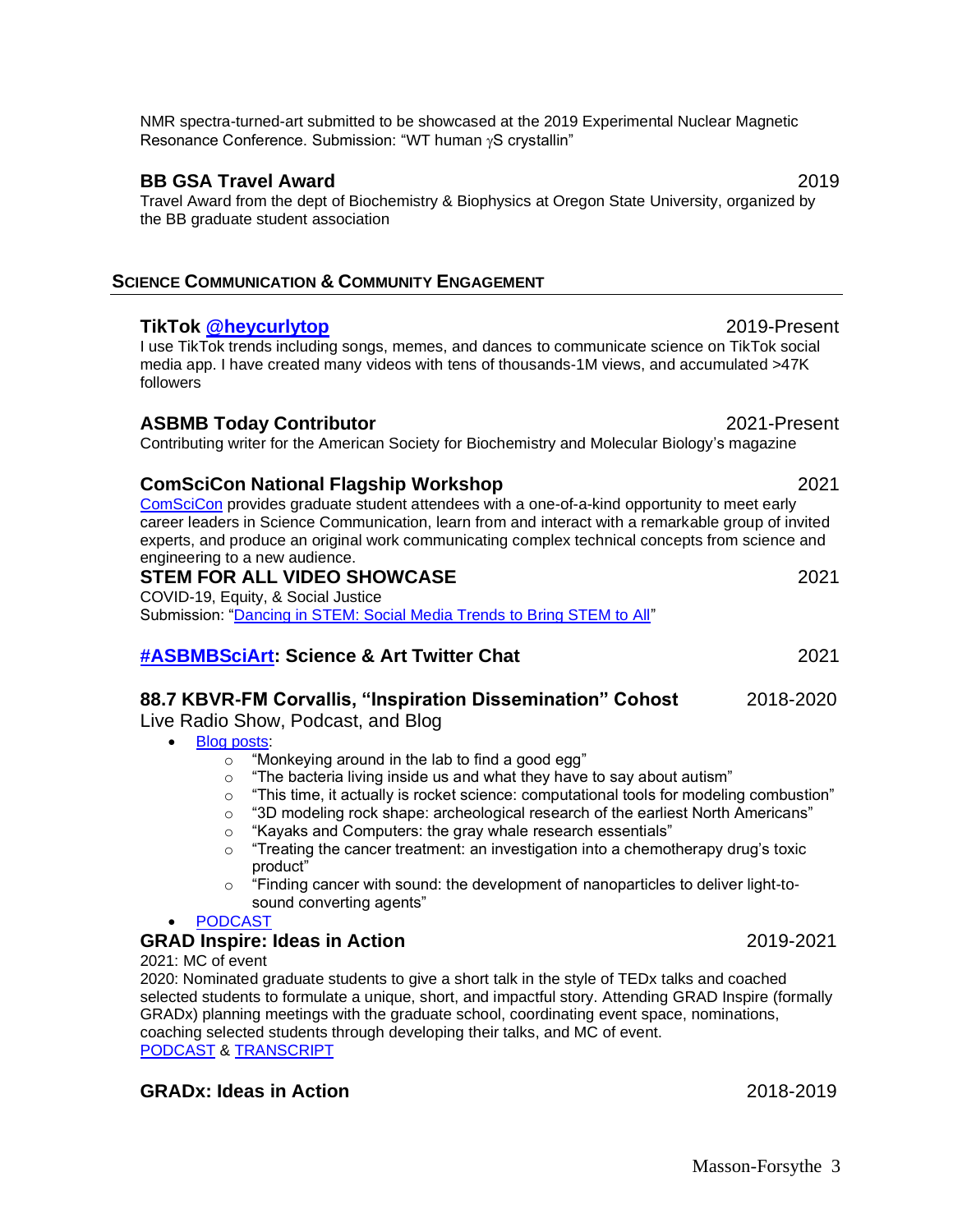NMR spectra-turned-art submitted to be showcased at the 2019 Experimental Nuclear Magnetic Resonance Conference. Submission: "WT human γS crystallin"

### BB GSA Travel Award 2019

Travel Award from the dept of Biochemistry & Biophysics at Oregon State University, organized by the BB graduate student association

## SCIENCE COMMUNICATION & COMMUNITY ENGAGEMENT

### TikTok @heycurlytop 2019-Present

I use TikTok trends including songs, memes, and dances to communicate science on TikTok social media app. I have created many videos with tens of thousands-1M views, and accumulated >47K followers

### ASBMB Today Contributor 2021-Present

Contributing writer for the American Society for Biochemistry and Molecular Biology's magazine

### ComSciCon National Flagship Workshop 2021

ComSciCon provides graduate student attendees with a one-of-a-kind opportunity to meet early career leaders in Science Communication, learn from and interact with a remarkable group of invited experts, and produce an original work communicating complex technical concepts from science and engineering to a new audience.

### STEM FOR ALL VIDEO SHOWCASE 2021

COVID-19, Equity, & Social Justice
Submission: "Dancing in STEM: Social Media Trends to Bring STEM to All"

### #ASBMBSciArt: Science & Art Twitter Chat 2021

### 88.7 KBVR-FM Corvallis, "Inspiration Dissemination" Cohost 2018-2020

Live Radio Show, Podcast, and Blog

- Blog posts:
  - "Monkeying around in the lab to find a good egg"
  - "The bacteria living inside us and what they have to say about autism"
  - "This time, it actually is rocket science: computational tools for modeling combustion"
  - "3D modeling rock shape: archeological research of the earliest North Americans"
  - "Kayaks and Computers: the gray whale research essentials"
  - "Treating the cancer treatment: an investigation into a chemotherapy drug's toxic product"
  - "Finding cancer with sound: the development of nanoparticles to deliver light-to-sound converting agents"
- PODCAST

### GRAD Inspire: Ideas in Action 2019-2021

2021: MC of event
2020: Nominated graduate students to give a short talk in the style of TEDx talks and coached selected students to formulate a unique, short, and impactful story. Attending GRAD Inspire (formally GRADx) planning meetings with the graduate school, coordinating event space, nominations, coaching selected students through developing their talks, and MC of event.
PODCAST & TRANSCRIPT

### GRADx: Ideas in Action 2018-2019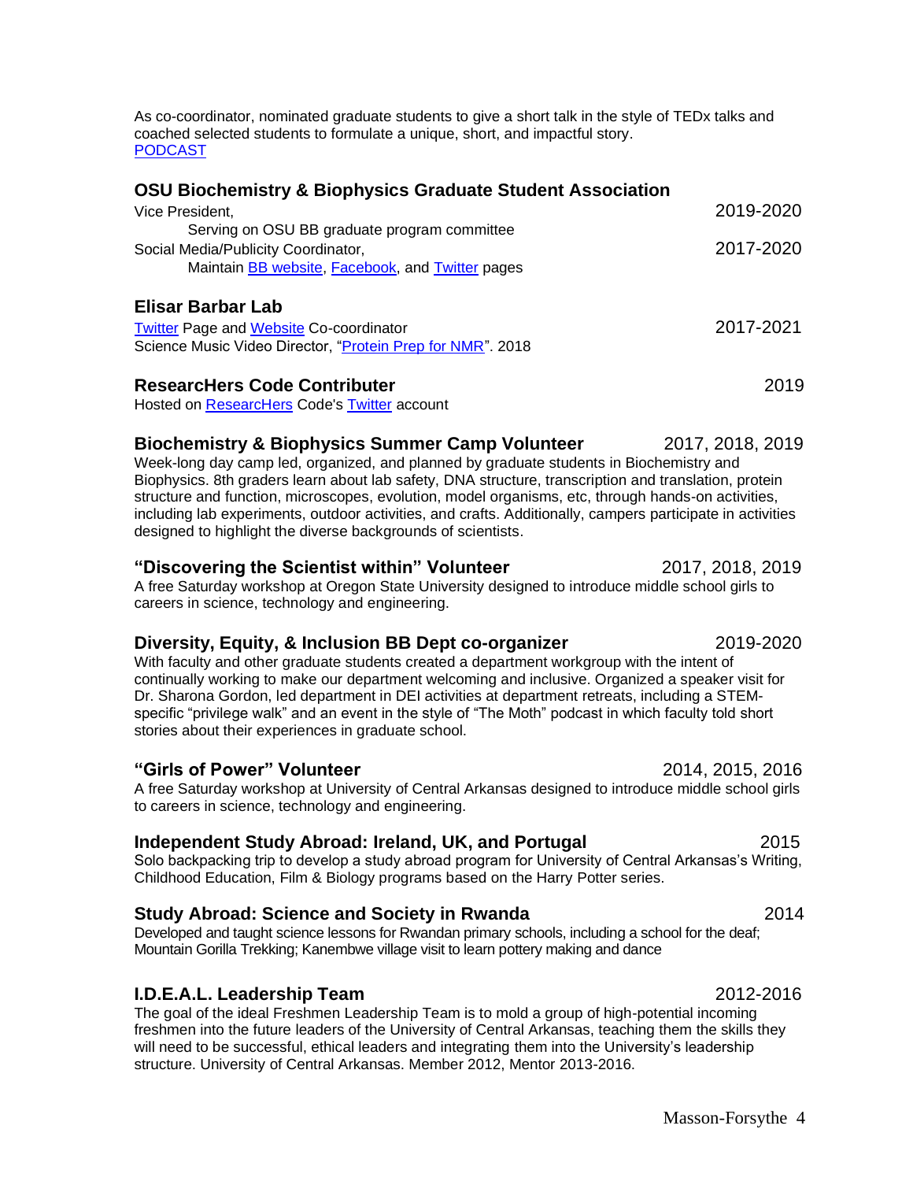As co-coordinator, nominated graduate students to give a short talk in the style of TEDx talks and coached selected students to formulate a unique, short, and impactful story.
PODCAST

### OSU Biochemistry & Biophysics Graduate Student Association

Vice President, 2019-2020
Serving on OSU BB graduate program committee

Social Media/Publicity Coordinator, 2017-2020
Maintain BB website, Facebook, and Twitter pages

### Elisar Barbar Lab

Twitter Page and Website Co-coordinator 2017-2021
Science Music Video Director, "Protein Prep for NMR". 2018

### ResearcHers Code Contributer 2019

Hosted on ResearcHers Code's Twitter account

### Biochemistry & Biophysics Summer Camp Volunteer 2017, 2018, 2019

Week-long day camp led, organized, and planned by graduate students in Biochemistry and Biophysics. 8th graders learn about lab safety, DNA structure, transcription and translation, protein structure and function, microscopes, evolution, model organisms, etc, through hands-on activities, including lab experiments, outdoor activities, and crafts. Additionally, campers participate in activities designed to highlight the diverse backgrounds of scientists.

### "Discovering the Scientist within" Volunteer 2017, 2018, 2019

A free Saturday workshop at Oregon State University designed to introduce middle school girls to careers in science, technology and engineering.

### Diversity, Equity, & Inclusion BB Dept co-organizer 2019-2020

With faculty and other graduate students created a department workgroup with the intent of continually working to make our department welcoming and inclusive. Organized a speaker visit for Dr. Sharona Gordon, led department in DEI activities at department retreats, including a STEM-specific "privilege walk" and an event in the style of "The Moth" podcast in which faculty told short stories about their experiences in graduate school.

### "Girls of Power" Volunteer 2014, 2015, 2016

A free Saturday workshop at University of Central Arkansas designed to introduce middle school girls to careers in science, technology and engineering.

### Independent Study Abroad: Ireland, UK, and Portugal 2015

Solo backpacking trip to develop a study abroad program for University of Central Arkansas's Writing, Childhood Education, Film & Biology programs based on the Harry Potter series.

### Study Abroad: Science and Society in Rwanda 2014

Developed and taught science lessons for Rwandan primary schools, including a school for the deaf; Mountain Gorilla Trekking; Kanembwe village visit to learn pottery making and dance

### I.D.E.A.L. Leadership Team 2012-2016

The goal of the ideal Freshmen Leadership Team is to mold a group of high-potential incoming freshmen into the future leaders of the University of Central Arkansas, teaching them the skills they will need to be successful, ethical leaders and integrating them into the University's leadership structure. University of Central Arkansas. Member 2012, Mentor 2013-2016.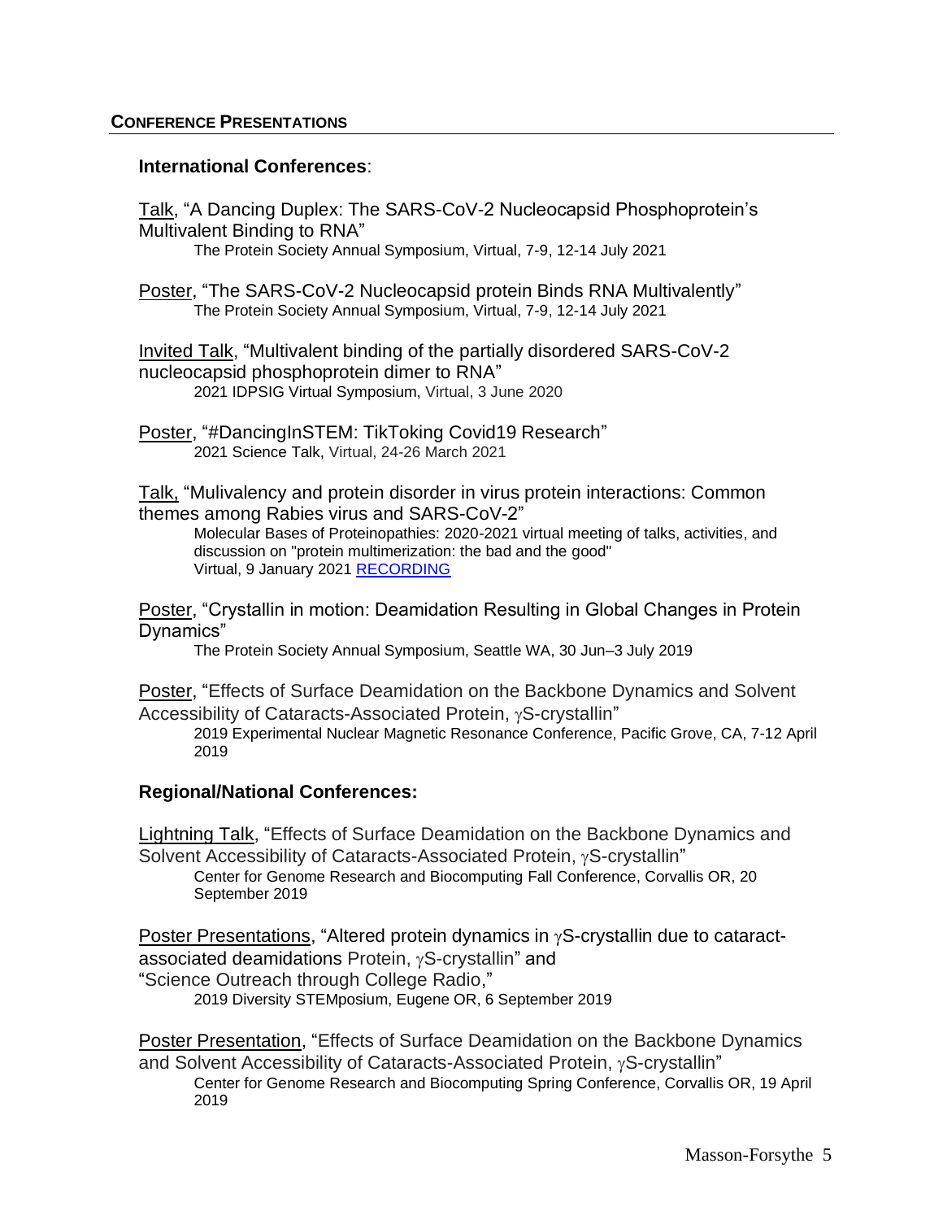## CONFERENCE PRESENTATIONS

### International Conferences:

Talk, "A Dancing Duplex: The SARS-CoV-2 Nucleocapsid Phosphoprotein's Multivalent Binding to RNA"
The Protein Society Annual Symposium, Virtual, 7-9, 12-14 July 2021

Poster, "The SARS-CoV-2 Nucleocapsid protein Binds RNA Multivalently"
The Protein Society Annual Symposium, Virtual, 7-9, 12-14 July 2021

Invited Talk, "Multivalent binding of the partially disordered SARS-CoV-2 nucleocapsid phosphoprotein dimer to RNA"
2021 IDPSIG Virtual Symposium, Virtual, 3 June 2020

Poster, "#DancingInSTEM: TikToking Covid19 Research"
2021 Science Talk, Virtual, 24-26 March 2021

Talk, "Mulivalency and protein disorder in virus protein interactions: Common themes among Rabies virus and SARS-CoV-2"
Molecular Bases of Proteinopathies: 2020-2021 virtual meeting of talks, activities, and discussion on "protein multimerization: the bad and the good"
Virtual, 9 January 2021 RECORDING

Poster, "Crystallin in motion: Deamidation Resulting in Global Changes in Protein Dynamics"
The Protein Society Annual Symposium, Seattle WA, 30 Jun–3 July 2019

Poster, "Effects of Surface Deamidation on the Backbone Dynamics and Solvent Accessibility of Cataracts-Associated Protein, γS-crystallin"
2019 Experimental Nuclear Magnetic Resonance Conference, Pacific Grove, CA, 7-12 April 2019

### Regional/National Conferences:

Lightning Talk, "Effects of Surface Deamidation on the Backbone Dynamics and Solvent Accessibility of Cataracts-Associated Protein, γS-crystallin"
Center for Genome Research and Biocomputing Fall Conference, Corvallis OR, 20 September 2019

Poster Presentations, "Altered protein dynamics in γS-crystallin due to cataract-associated deamidations Protein, γS-crystallin" and "Science Outreach through College Radio,"
2019 Diversity STEMposium, Eugene OR, 6 September 2019

Poster Presentation, "Effects of Surface Deamidation on the Backbone Dynamics and Solvent Accessibility of Cataracts-Associated Protein, γS-crystallin"
Center for Genome Research and Biocomputing Spring Conference, Corvallis OR, 19 April 2019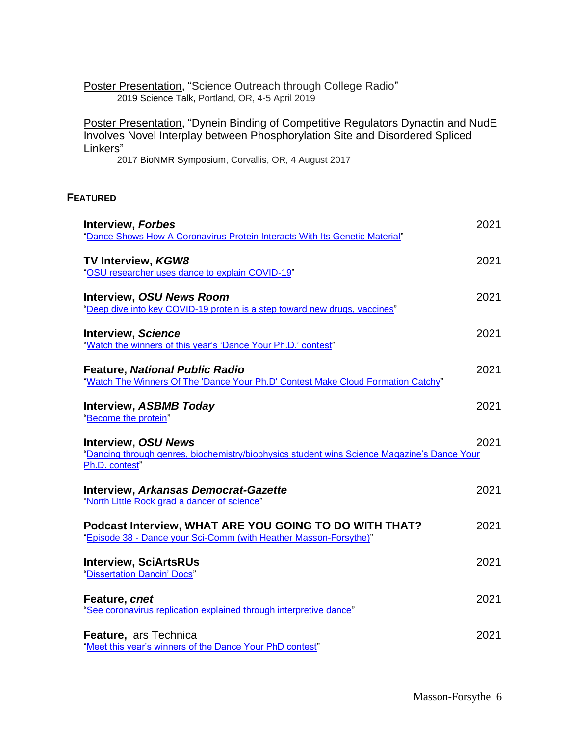Poster Presentation, “Science Outreach through College Radio”
2019 Science Talk, Portland, OR, 4-5 April 2019

Poster Presentation, “Dynein Binding of Competitive Regulators Dynactin and NudE Involves Novel Interplay between Phosphorylation Site and Disordered Spliced Linkers”
2017 BioNMR Symposium, Corvallis, OR, 4 August 2017

## FEATURED

**Interview, *Forbes*** 2021
“Dance Shows How A Coronavirus Protein Interacts With Its Genetic Material”

**TV Interview, *KGW8*** 2021
“OSU researcher uses dance to explain COVID-19”

**Interview, *OSU News Room*** 2021
“Deep dive into key COVID-19 protein is a step toward new drugs, vaccines”

**Interview, *Science*** 2021
“Watch the winners of this year’s ‘Dance Your Ph.D.’ contest”

**Feature, *National Public Radio*** 2021
“Watch The Winners Of The 'Dance Your Ph.D' Contest Make Cloud Formation Catchy”

**Interview, *ASBMB Today*** 2021
“Become the protein”

**Interview, *OSU News*** 2021
“Dancing through genres, biochemistry/biophysics student wins Science Magazine’s Dance Your Ph.D. contest”

**Interview, *Arkansas Democrat-Gazette*** 2021
“North Little Rock grad a dancer of science”

**Podcast Interview, WHAT ARE YOU GOING TO DO WITH THAT?** 2021
“Episode 38 - Dance your Sci-Comm (with Heather Masson-Forsythe)”

**Interview, SciArtsRUs** 2021
“Dissertation Dancin’ Docs”

**Feature, *cnet*** 2021
“See coronavirus replication explained through interpretive dance”

**Feature,** ars Technica 2021
“Meet this year’s winners of the Dance Your PhD contest”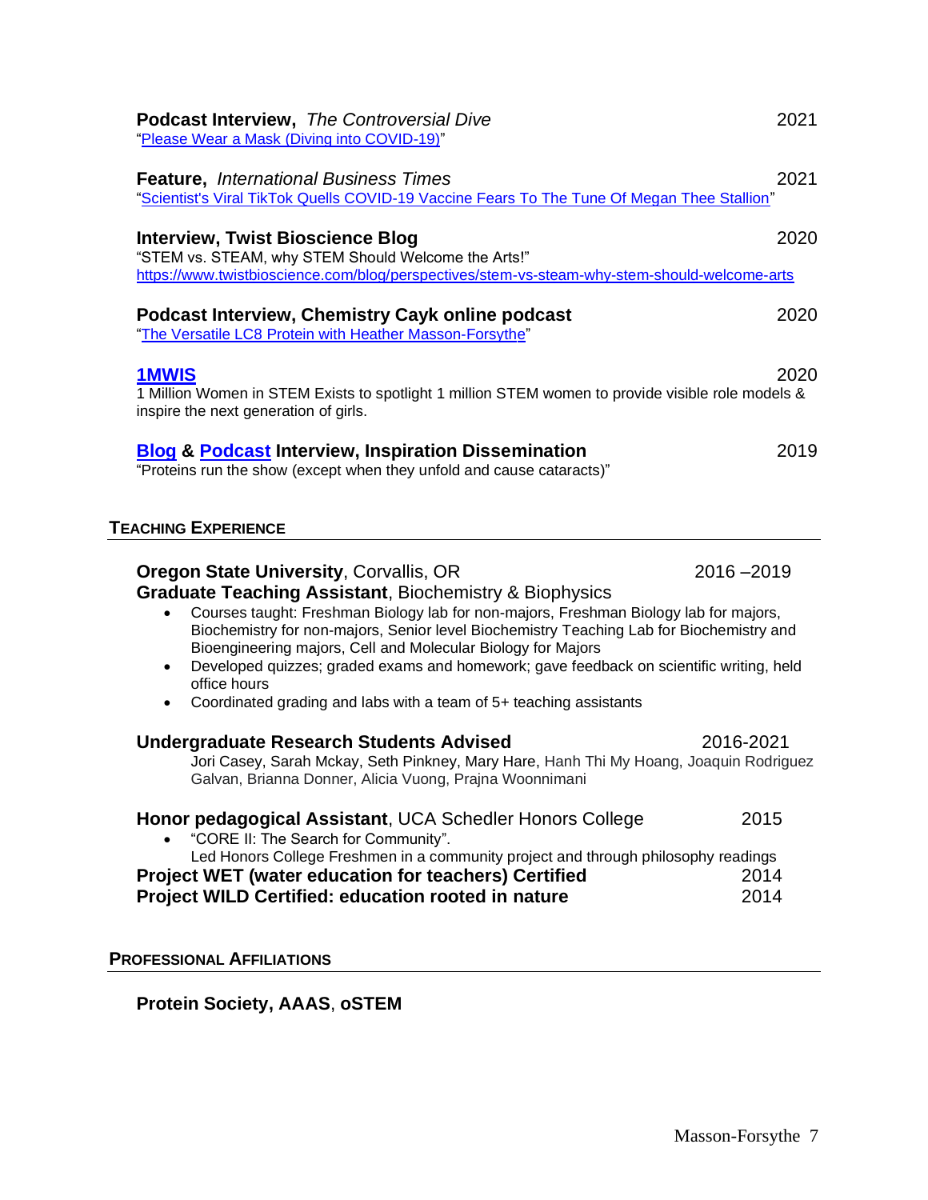**Podcast Interview,** *The Controversial Dive* 2021
"Please Wear a Mask (Diving into COVID-19)"

**Feature,** *International Business Times* 2021
"Scientist's Viral TikTok Quells COVID-19 Vaccine Fears To The Tune Of Megan Thee Stallion"

**Interview, Twist Bioscience Blog** 2020
"STEM vs. STEAM, why STEM Should Welcome the Arts!"
https://www.twistbioscience.com/blog/perspectives/stem-vs-steam-why-stem-should-welcome-arts

**Podcast Interview, Chemistry Cayk online podcast** 2020
"The Versatile LC8 Protein with Heather Masson-Forsythe"

**1MWIS** 2020
1 Million Women in STEM Exists to spotlight 1 million STEM women to provide visible role models & inspire the next generation of girls.

**Blog & Podcast Interview, Inspiration Dissemination** 2019
"Proteins run the show (except when they unfold and cause cataracts)"

## TEACHING EXPERIENCE

**Oregon State University**, Corvallis, OR 2016 –2019
**Graduate Teaching Assistant**, Biochemistry & Biophysics

- Courses taught: Freshman Biology lab for non-majors, Freshman Biology lab for majors, Biochemistry for non-majors, Senior level Biochemistry Teaching Lab for Biochemistry and Bioengineering majors, Cell and Molecular Biology for Majors
- Developed quizzes; graded exams and homework; gave feedback on scientific writing, held office hours
- Coordinated grading and labs with a team of 5+ teaching assistants

**Undergraduate Research Students Advised** 2016-2021
Jori Casey, Sarah Mckay, Seth Pinkney, Mary Hare, Hanh Thi My Hoang, Joaquin Rodriguez Galvan, Brianna Donner, Alicia Vuong, Prajna Woonnimani

**Honor pedagogical Assistant**, UCA Schedler Honors College 2015

- "CORE II: The Search for Community".
  Led Honors College Freshmen in a community project and through philosophy readings

**Project WET (water education for teachers) Certified** 2014
**Project WILD Certified: education rooted in nature** 2014

## PROFESSIONAL AFFILIATIONS

**Protein Society, AAAS**, **oSTEM**